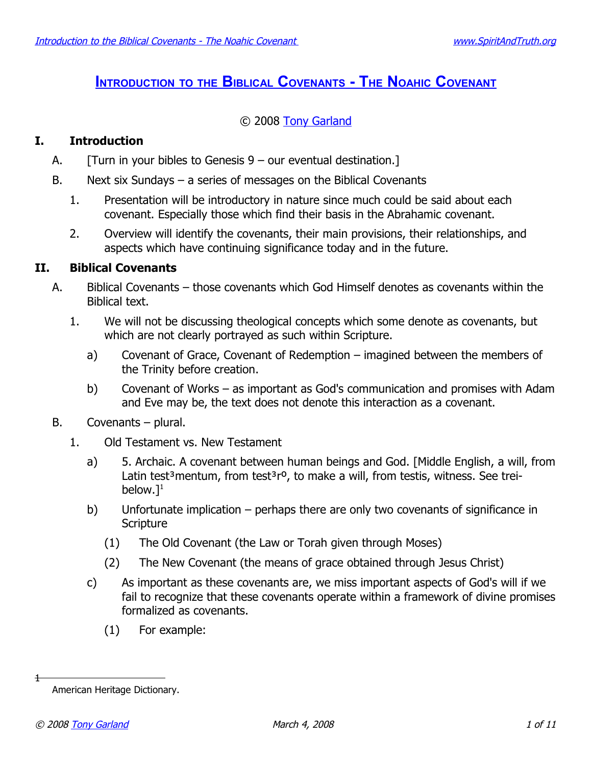# Introduction to the Biblical Covenants - The Noahic Covenant

© 2008 Tony Garland

## I. Introduction

A. [Turn in your bibles to Genesis 9 – our eventual destination.]

B. Next six Sundays – a series of messages on the Biblical Covenants

1. Presentation will be introductory in nature since much could be said about each covenant. Especially those which find their basis in the Abrahamic covenant.

2. Overview will identify the covenants, their main provisions, their relationships, and aspects which have continuing significance today and in the future.

## II. Biblical Covenants

A. Biblical Covenants – those covenants which God Himself denotes as covenants within the Biblical text.

1. We will not be discussing theological concepts which some denote as covenants, but which are not clearly portrayed as such within Scripture.

a) Covenant of Grace, Covenant of Redemption – imagined between the members of the Trinity before creation.

b) Covenant of Works – as important as God's communication and promises with Adam and Eve may be, the text does not denote this interaction as a covenant.

B. Covenants – plural.

1. Old Testament vs. New Testament

a) 5. Archaic. A covenant between human beings and God. [Middle English, a will, from Latin test³mentum, from test³rº, to make a will, from testis, witness. See trei- below.][1]

b) Unfortunate implication – perhaps there are only two covenants of significance in Scripture

(1) The Old Covenant (the Law or Torah given through Moses)

(2) The New Covenant (the means of grace obtained through Jesus Christ)

c) As important as these covenants are, we miss important aspects of God's will if we fail to recognize that these covenants operate within a framework of divine promises formalized as covenants.

(1) For example:

---

[1] American Heritage Dictionary.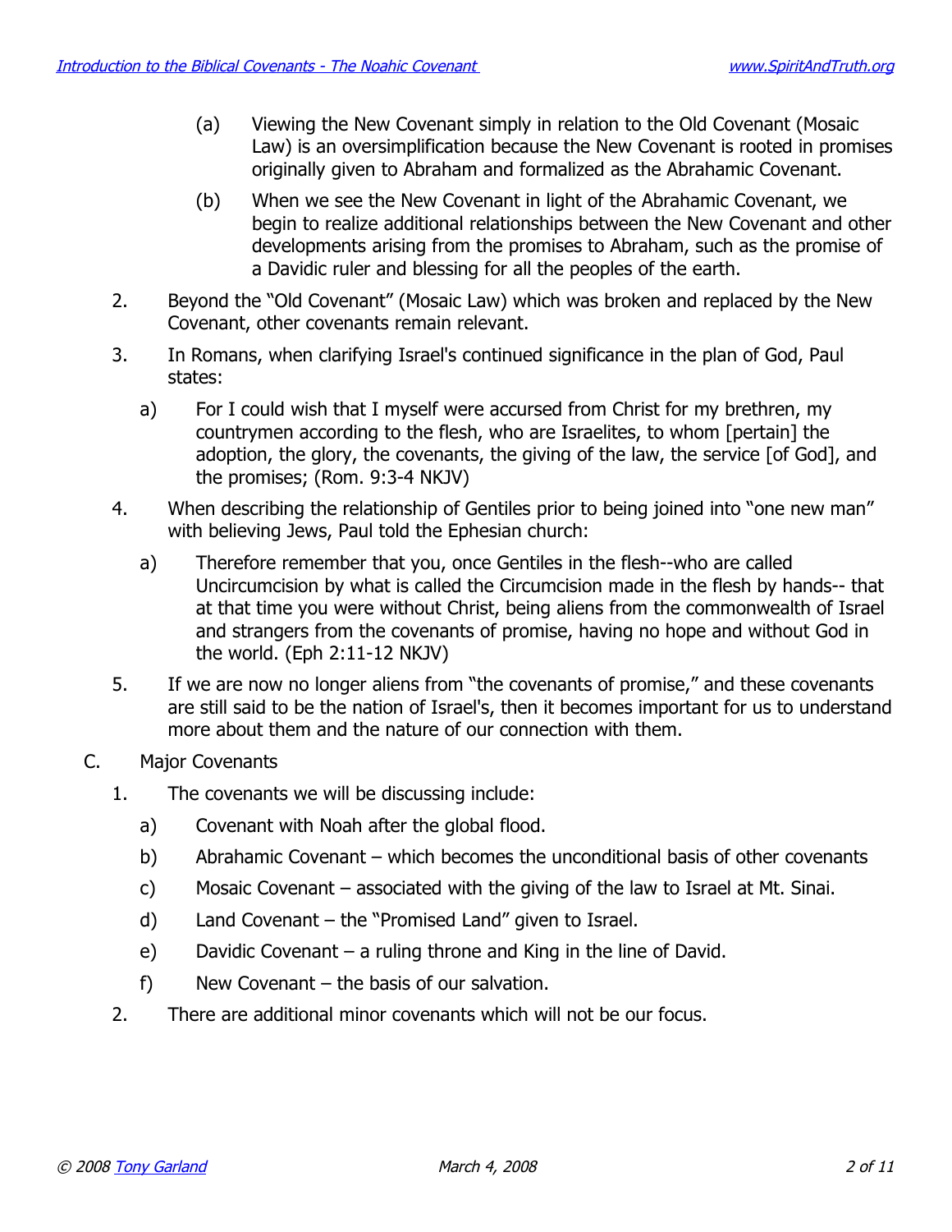(a) Viewing the New Covenant simply in relation to the Old Covenant (Mosaic Law) is an oversimplification because the New Covenant is rooted in promises originally given to Abraham and formalized as the Abrahamic Covenant.

(b) When we see the New Covenant in light of the Abrahamic Covenant, we begin to realize additional relationships between the New Covenant and other developments arising from the promises to Abraham, such as the promise of a Davidic ruler and blessing for all the peoples of the earth.

2. Beyond the "Old Covenant" (Mosaic Law) which was broken and replaced by the New Covenant, other covenants remain relevant.

3. In Romans, when clarifying Israel's continued significance in the plan of God, Paul states:

   a) For I could wish that I myself were accursed from Christ for my brethren, my countrymen according to the flesh, who are Israelites, to whom [pertain] the adoption, the glory, the covenants, the giving of the law, the service [of God], and the promises; (Rom. 9:3-4 NKJV)

4. When describing the relationship of Gentiles prior to being joined into "one new man" with believing Jews, Paul told the Ephesian church:

   a) Therefore remember that you, once Gentiles in the flesh--who are called Uncircumcision by what is called the Circumcision made in the flesh by hands-- that at that time you were without Christ, being aliens from the commonwealth of Israel and strangers from the covenants of promise, having no hope and without God in the world. (Eph 2:11-12 NKJV)

5. If we are now no longer aliens from "the covenants of promise," and these covenants are still said to be the nation of Israel's, then it becomes important for us to understand more about them and the nature of our connection with them.

C. Major Covenants

1. The covenants we will be discussing include:

   a) Covenant with Noah after the global flood.

   b) Abrahamic Covenant – which becomes the unconditional basis of other covenants

   c) Mosaic Covenant – associated with the giving of the law to Israel at Mt. Sinai.

   d) Land Covenant – the "Promised Land" given to Israel.

   e) Davidic Covenant – a ruling throne and King in the line of David.

   f) New Covenant – the basis of our salvation.

2. There are additional minor covenants which will not be our focus.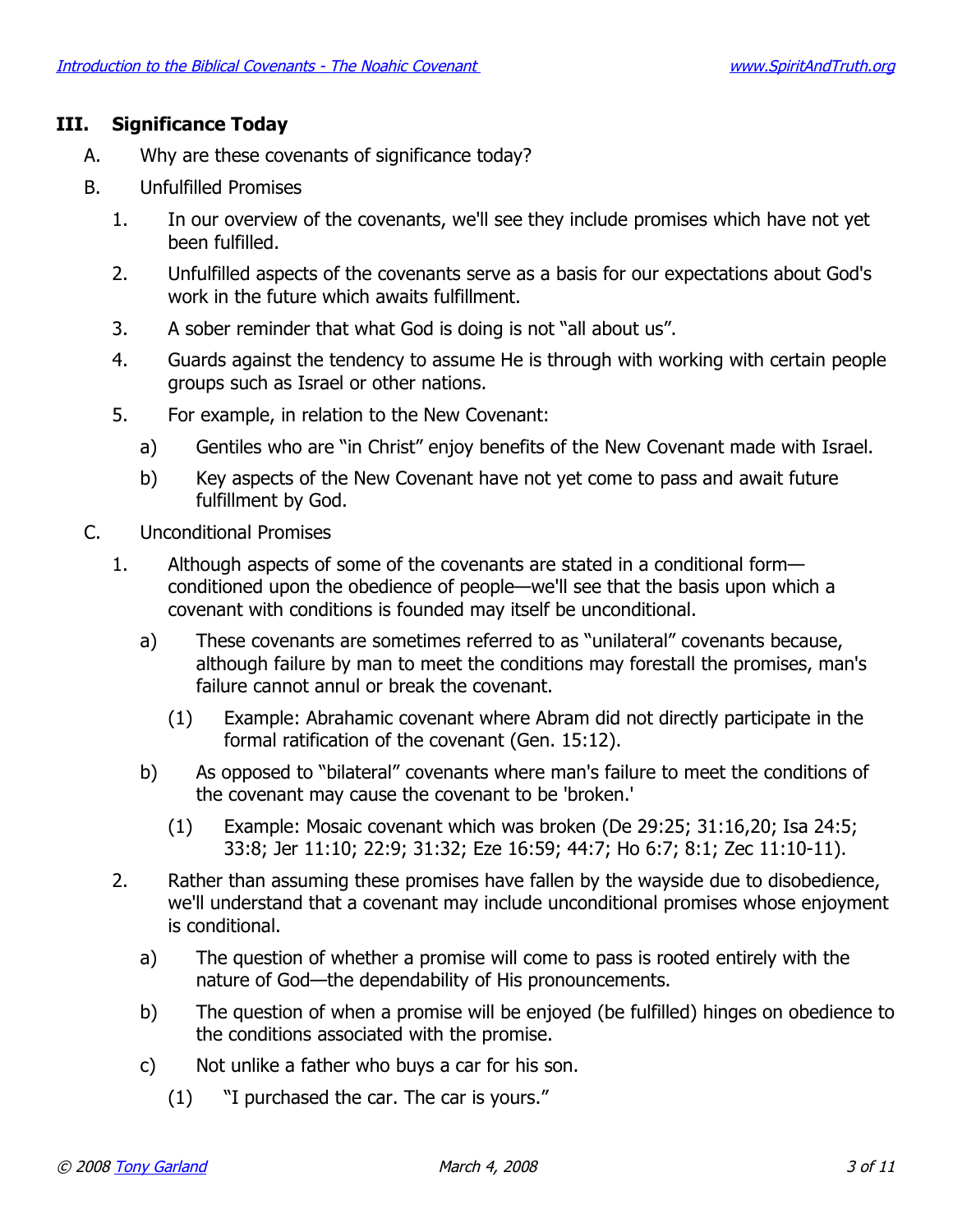## III. Significance Today

A. Why are these covenants of significance today?

B. Unfulfilled Promises

1. In our overview of the covenants, we'll see they include promises which have not yet been fulfilled.
2. Unfulfilled aspects of the covenants serve as a basis for our expectations about God's work in the future which awaits fulfillment.
3. A sober reminder that what God is doing is not "all about us".
4. Guards against the tendency to assume He is through with working with certain people groups such as Israel or other nations.
5. For example, in relation to the New Covenant:
   a) Gentiles who are "in Christ" enjoy benefits of the New Covenant made with Israel.
   b) Key aspects of the New Covenant have not yet come to pass and await future fulfillment by God.

C. Unconditional Promises

1. Although aspects of some of the covenants are stated in a conditional form—conditioned upon the obedience of people—we'll see that the basis upon which a covenant with conditions is founded may itself be unconditional.
   a) These covenants are sometimes referred to as "unilateral" covenants because, although failure by man to meet the conditions may forestall the promises, man's failure cannot annul or break the covenant.
      (1) Example: Abrahamic covenant where Abram did not directly participate in the formal ratification of the covenant (Gen. 15:12).
   b) As opposed to "bilateral" covenants where man's failure to meet the conditions of the covenant may cause the covenant to be 'broken.'
      (1) Example: Mosaic covenant which was broken (De 29:25; 31:16,20; Isa 24:5; 33:8; Jer 11:10; 22:9; 31:32; Eze 16:59; 44:7; Ho 6:7; 8:1; Zec 11:10-11).
2. Rather than assuming these promises have fallen by the wayside due to disobedience, we'll understand that a covenant may include unconditional promises whose enjoyment is conditional.
   a) The question of whether a promise will come to pass is rooted entirely with the nature of God—the dependability of His pronouncements.
   b) The question of when a promise will be enjoyed (be fulfilled) hinges on obedience to the conditions associated with the promise.
   c) Not unlike a father who buys a car for his son.
      (1) "I purchased the car. The car is yours."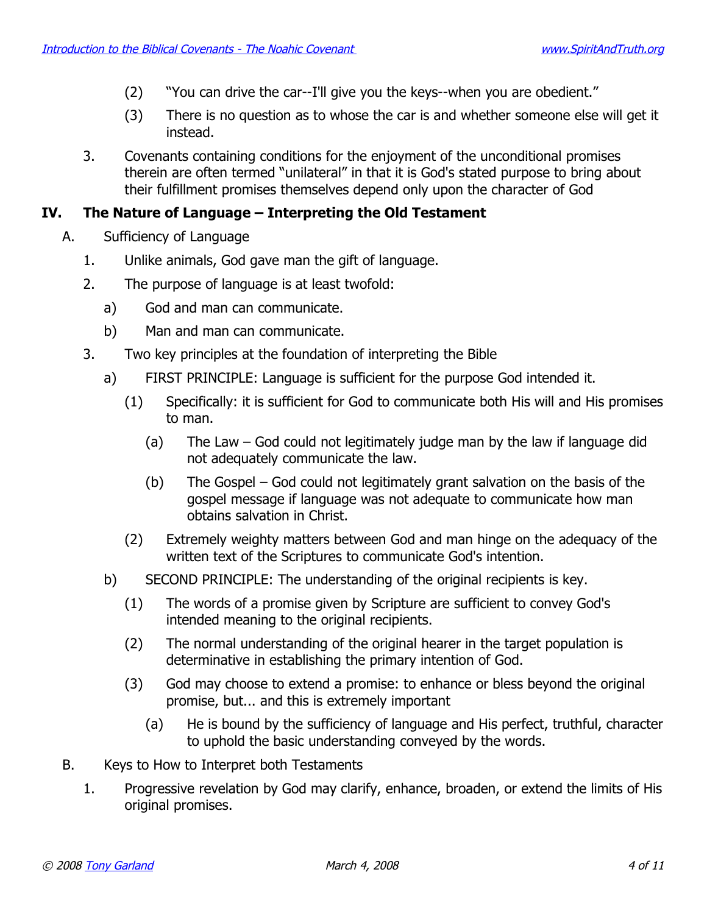(2) "You can drive the car--I'll give you the keys--when you are obedient."

(3) There is no question as to whose the car is and whether someone else will get it instead.

3. Covenants containing conditions for the enjoyment of the unconditional promises therein are often termed "unilateral" in that it is God's stated purpose to bring about their fulfillment promises themselves depend only upon the character of God

## IV. The Nature of Language – Interpreting the Old Testament

A. Sufficiency of Language

1. Unlike animals, God gave man the gift of language.

2. The purpose of language is at least twofold:

   a) God and man can communicate.

   b) Man and man can communicate.

3. Two key principles at the foundation of interpreting the Bible

   a) FIRST PRINCIPLE: Language is sufficient for the purpose God intended it.

      (1) Specifically: it is sufficient for God to communicate both His will and His promises to man.

         (a) The Law – God could not legitimately judge man by the law if language did not adequately communicate the law.

         (b) The Gospel – God could not legitimately grant salvation on the basis of the gospel message if language was not adequate to communicate how man obtains salvation in Christ.

      (2) Extremely weighty matters between God and man hinge on the adequacy of the written text of the Scriptures to communicate God's intention.

   b) SECOND PRINCIPLE: The understanding of the original recipients is key.

      (1) The words of a promise given by Scripture are sufficient to convey God's intended meaning to the original recipients.

      (2) The normal understanding of the original hearer in the target population is determinative in establishing the primary intention of God.

      (3) God may choose to extend a promise: to enhance or bless beyond the original promise, but... and this is extremely important

         (a) He is bound by the sufficiency of language and His perfect, truthful, character to uphold the basic understanding conveyed by the words.

B. Keys to How to Interpret both Testaments

1. Progressive revelation by God may clarify, enhance, broaden, or extend the limits of His original promises.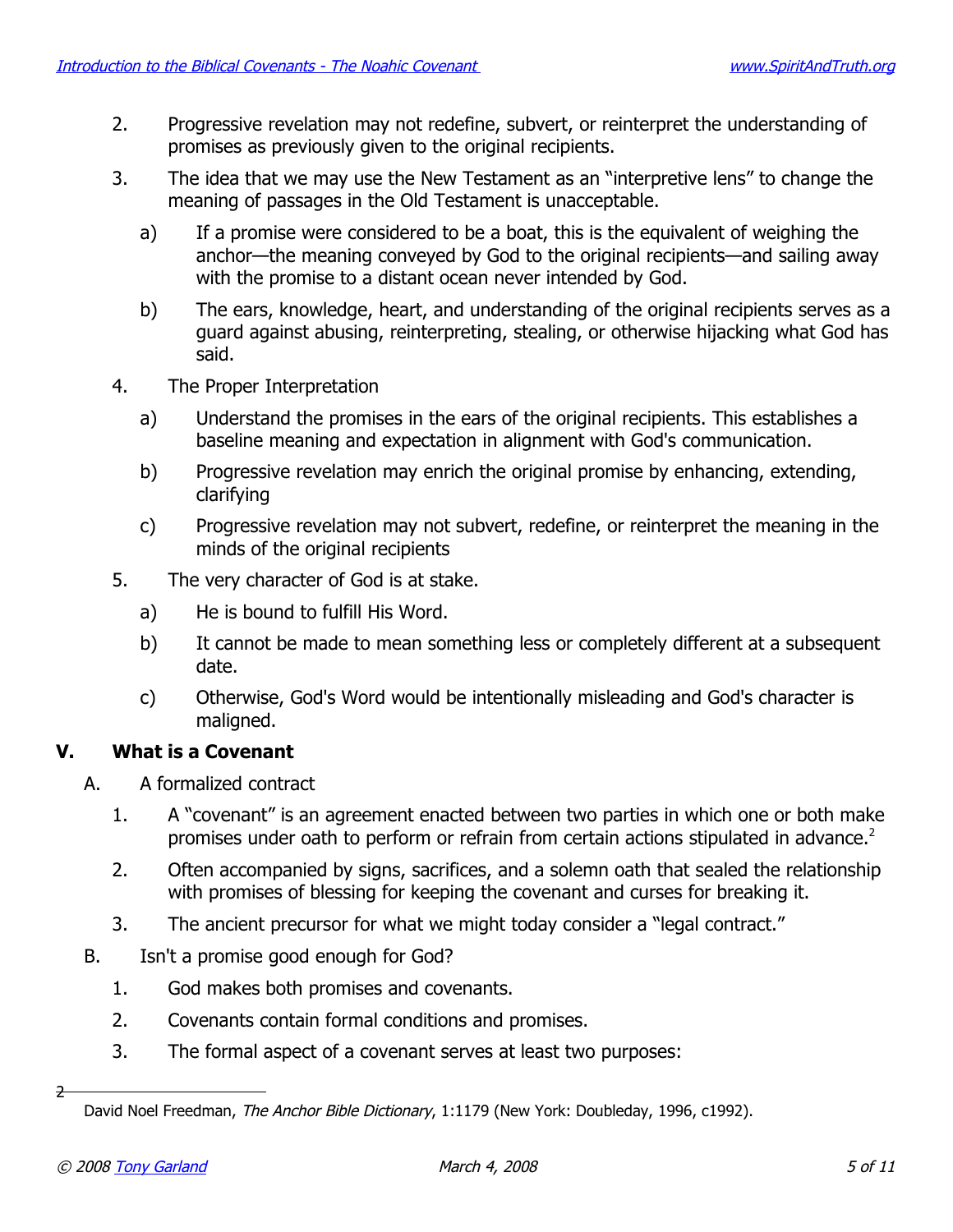2. Progressive revelation may not redefine, subvert, or reinterpret the understanding of promises as previously given to the original recipients.

3. The idea that we may use the New Testament as an "interpretive lens" to change the meaning of passages in the Old Testament is unacceptable.

   a) If a promise were considered to be a boat, this is the equivalent of weighing the anchor—the meaning conveyed by God to the original recipients—and sailing away with the promise to a distant ocean never intended by God.

   b) The ears, knowledge, heart, and understanding of the original recipients serves as a guard against abusing, reinterpreting, stealing, or otherwise hijacking what God has said.

4. The Proper Interpretation

   a) Understand the promises in the ears of the original recipients. This establishes a baseline meaning and expectation in alignment with God's communication.

   b) Progressive revelation may enrich the original promise by enhancing, extending, clarifying

   c) Progressive revelation may not subvert, redefine, or reinterpret the meaning in the minds of the original recipients

5. The very character of God is at stake.

   a) He is bound to fulfill His Word.

   b) It cannot be made to mean something less or completely different at a subsequent date.

   c) Otherwise, God's Word would be intentionally misleading and God's character is maligned.

## V. What is a Covenant

A. A formalized contract

1. A "covenant" is an agreement enacted between two parties in which one or both make promises under oath to perform or refrain from certain actions stipulated in advance.[2]

2. Often accompanied by signs, sacrifices, and a solemn oath that sealed the relationship with promises of blessing for keeping the covenant and curses for breaking it.

3. The ancient precursor for what we might today consider a "legal contract."

B. Isn't a promise good enough for God?

1. God makes both promises and covenants.

2. Covenants contain formal conditions and promises.

3. The formal aspect of a covenant serves at least two purposes:

---

[2] David Noel Freedman, *The Anchor Bible Dictionary*, 1:1179 (New York: Doubleday, 1996, c1992).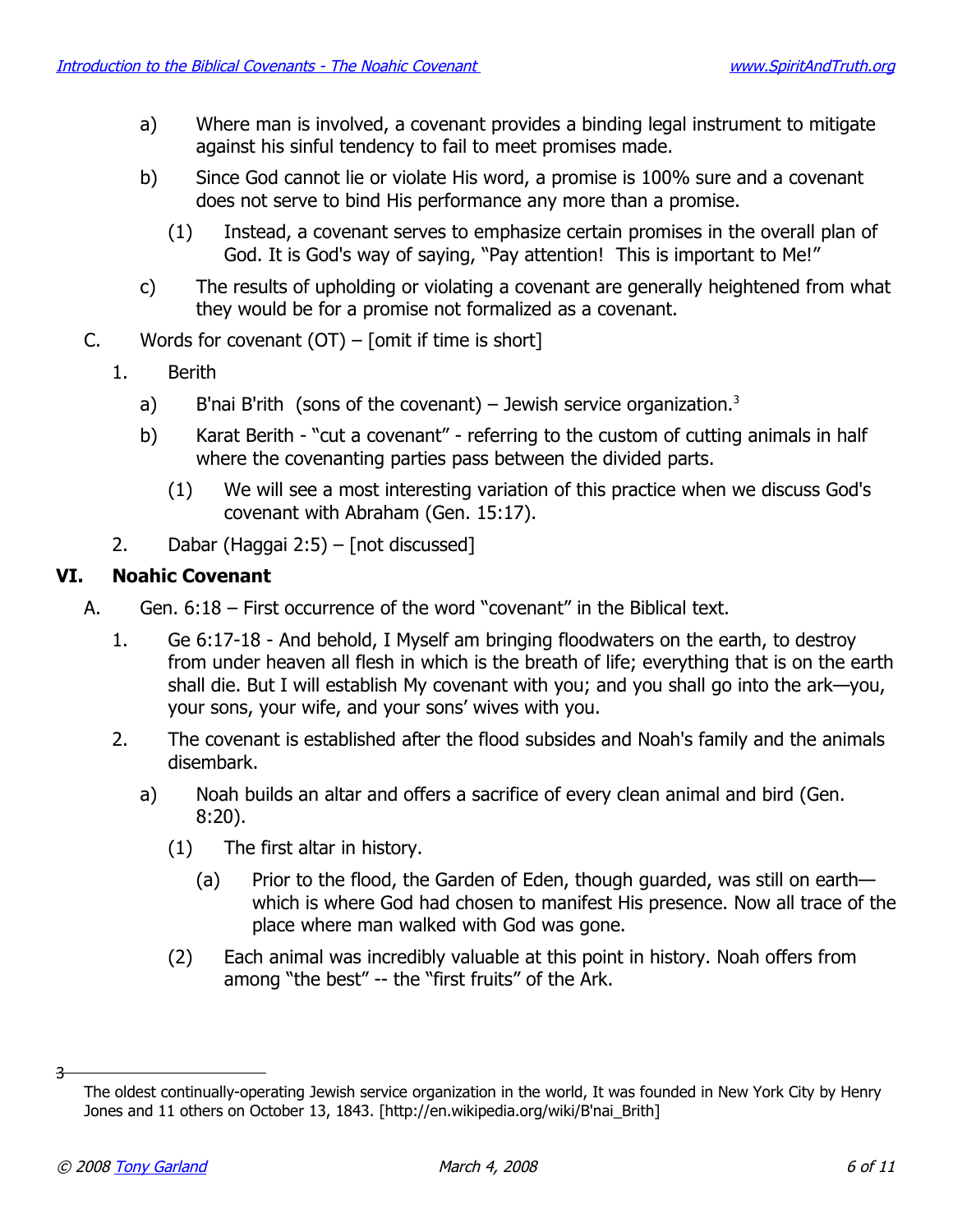a) Where man is involved, a covenant provides a binding legal instrument to mitigate against his sinful tendency to fail to meet promises made.

b) Since God cannot lie or violate His word, a promise is 100% sure and a covenant does not serve to bind His performance any more than a promise.

(1) Instead, a covenant serves to emphasize certain promises in the overall plan of God. It is God's way of saying, "Pay attention! This is important to Me!"

c) The results of upholding or violating a covenant are generally heightened from what they would be for a promise not formalized as a covenant.

C. Words for covenant (OT) – [omit if time is short]

1. Berith

a) B'nai B'rith (sons of the covenant) – Jewish service organization.[3]

b) Karat Berith - "cut a covenant" - referring to the custom of cutting animals in half where the covenanting parties pass between the divided parts.

(1) We will see a most interesting variation of this practice when we discuss God's covenant with Abraham (Gen. 15:17).

2. Dabar (Haggai 2:5) – [not discussed]

## VI. Noahic Covenant

A. Gen. 6:18 – First occurrence of the word "covenant" in the Biblical text.

1. Ge 6:17-18 - And behold, I Myself am bringing floodwaters on the earth, to destroy from under heaven all flesh in which is the breath of life; everything that is on the earth shall die. But I will establish My covenant with you; and you shall go into the ark—you, your sons, your wife, and your sons' wives with you.

2. The covenant is established after the flood subsides and Noah's family and the animals disembark.

a) Noah builds an altar and offers a sacrifice of every clean animal and bird (Gen. 8:20).

(1) The first altar in history.

(a) Prior to the flood, the Garden of Eden, though guarded, was still on earth—which is where God had chosen to manifest His presence. Now all trace of the place where man walked with God was gone.

(2) Each animal was incredibly valuable at this point in history. Noah offers from among "the best" -- the "first fruits" of the Ark.

---

[3] The oldest continually-operating Jewish service organization in the world, It was founded in New York City by Henry Jones and 11 others on October 13, 1843. [http://en.wikipedia.org/wiki/B'nai_Brith]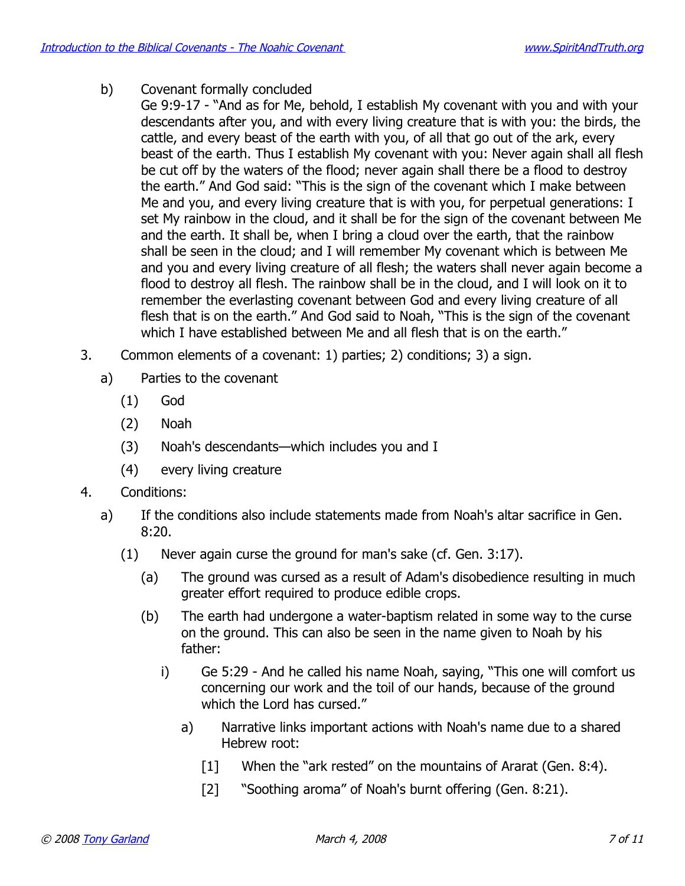b) Covenant formally concluded

Ge 9:9-17 - "And as for Me, behold, I establish My covenant with you and with your descendants after you, and with every living creature that is with you: the birds, the cattle, and every beast of the earth with you, of all that go out of the ark, every beast of the earth. Thus I establish My covenant with you: Never again shall all flesh be cut off by the waters of the flood; never again shall there be a flood to destroy the earth." And God said: "This is the sign of the covenant which I make between Me and you, and every living creature that is with you, for perpetual generations: I set My rainbow in the cloud, and it shall be for the sign of the covenant between Me and the earth. It shall be, when I bring a cloud over the earth, that the rainbow shall be seen in the cloud; and I will remember My covenant which is between Me and you and every living creature of all flesh; the waters shall never again become a flood to destroy all flesh. The rainbow shall be in the cloud, and I will look on it to remember the everlasting covenant between God and every living creature of all flesh that is on the earth." And God said to Noah, "This is the sign of the covenant which I have established between Me and all flesh that is on the earth."

3. Common elements of a covenant: 1) parties; 2) conditions; 3) a sign.

   a) Parties to the covenant

      (1) God

      (2) Noah

      (3) Noah's descendants—which includes you and I

      (4) every living creature

4. Conditions:

   a) If the conditions also include statements made from Noah's altar sacrifice in Gen. 8:20.

      (1) Never again curse the ground for man's sake (cf. Gen. 3:17).

         (a) The ground was cursed as a result of Adam's disobedience resulting in much greater effort required to produce edible crops.

         (b) The earth had undergone a water-baptism related in some way to the curse on the ground. This can also be seen in the name given to Noah by his father:

            i) Ge 5:29 - And he called his name Noah, saying, "This one will comfort us concerning our work and the toil of our hands, because of the ground which the Lord has cursed."

               a) Narrative links important actions with Noah's name due to a shared Hebrew root:

                  [1] When the "ark rested" on the mountains of Ararat (Gen. 8:4).

                  [2] "Soothing aroma" of Noah's burnt offering (Gen. 8:21).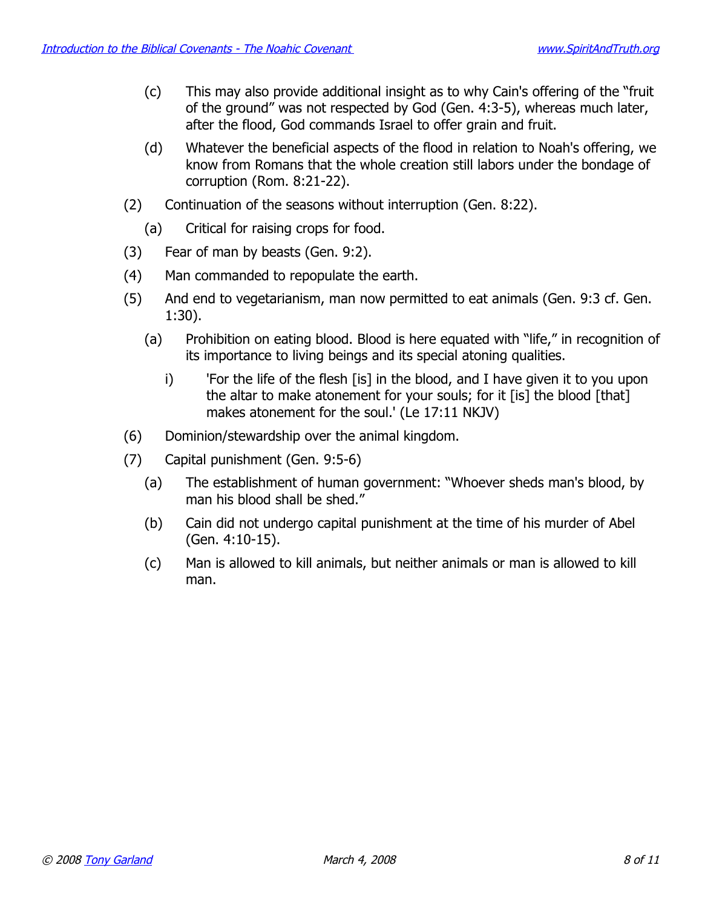(c) This may also provide additional insight as to why Cain's offering of the "fruit of the ground" was not respected by God (Gen. 4:3-5), whereas much later, after the flood, God commands Israel to offer grain and fruit.

(d) Whatever the beneficial aspects of the flood in relation to Noah's offering, we know from Romans that the whole creation still labors under the bondage of corruption (Rom. 8:21-22).

(2) Continuation of the seasons without interruption (Gen. 8:22).

(a) Critical for raising crops for food.

(3) Fear of man by beasts (Gen. 9:2).

(4) Man commanded to repopulate the earth.

(5) And end to vegetarianism, man now permitted to eat animals (Gen. 9:3 cf. Gen. 1:30).

(a) Prohibition on eating blood. Blood is here equated with "life," in recognition of its importance to living beings and its special atoning qualities.

i) 'For the life of the flesh [is] in the blood, and I have given it to you upon the altar to make atonement for your souls; for it [is] the blood [that] makes atonement for the soul.' (Le 17:11 NKJV)

(6) Dominion/stewardship over the animal kingdom.

(7) Capital punishment (Gen. 9:5-6)

(a) The establishment of human government: "Whoever sheds man's blood, by man his blood shall be shed."

(b) Cain did not undergo capital punishment at the time of his murder of Abel (Gen. 4:10-15).

(c) Man is allowed to kill animals, but neither animals or man is allowed to kill man.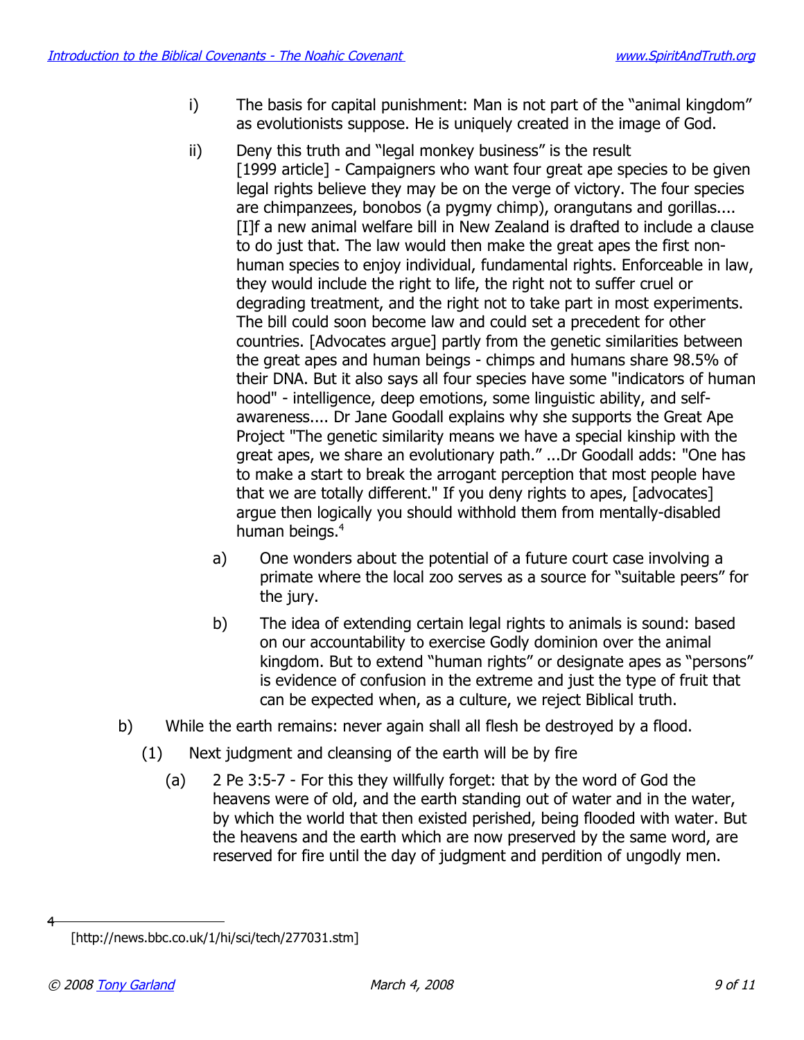i) The basis for capital punishment: Man is not part of the "animal kingdom" as evolutionists suppose. He is uniquely created in the image of God.

ii) Deny this truth and "legal monkey business" is the result [1999 article] - Campaigners who want four great ape species to be given legal rights believe they may be on the verge of victory. The four species are chimpanzees, bonobos (a pygmy chimp), orangutans and gorillas.... [I]f a new animal welfare bill in New Zealand is drafted to include a clause to do just that. The law would then make the great apes the first non-human species to enjoy individual, fundamental rights. Enforceable in law, they would include the right to life, the right not to suffer cruel or degrading treatment, and the right not to take part in most experiments. The bill could soon become law and could set a precedent for other countries. [Advocates argue] partly from the genetic similarities between the great apes and human beings - chimps and humans share 98.5% of their DNA. But it also says all four species have some "indicators of human hood" - intelligence, deep emotions, some linguistic ability, and self-awareness.... Dr Jane Goodall explains why she supports the Great Ape Project "The genetic similarity means we have a special kinship with the great apes, we share an evolutionary path." ...Dr Goodall adds: "One has to make a start to break the arrogant perception that most people have that we are totally different." If you deny rights to apes, [advocates] argue then logically you should withhold them from mentally-disabled human beings.[4]

   a) One wonders about the potential of a future court case involving a primate where the local zoo serves as a source for "suitable peers" for the jury.

   b) The idea of extending certain legal rights to animals is sound: based on our accountability to exercise Godly dominion over the animal kingdom. But to extend "human rights" or designate apes as "persons" is evidence of confusion in the extreme and just the type of fruit that can be expected when, as a culture, we reject Biblical truth.

b) While the earth remains: never again shall all flesh be destroyed by a flood.

   (1) Next judgment and cleansing of the earth will be by fire

      (a) 2 Pe 3:5-7 - For this they willfully forget: that by the word of God the heavens were of old, and the earth standing out of water and in the water, by which the world that then existed perished, being flooded with water. But the heavens and the earth which are now preserved by the same word, are reserved for fire until the day of judgment and perdition of ungodly men.

---

4 [http://news.bbc.co.uk/1/hi/sci/tech/277031.stm]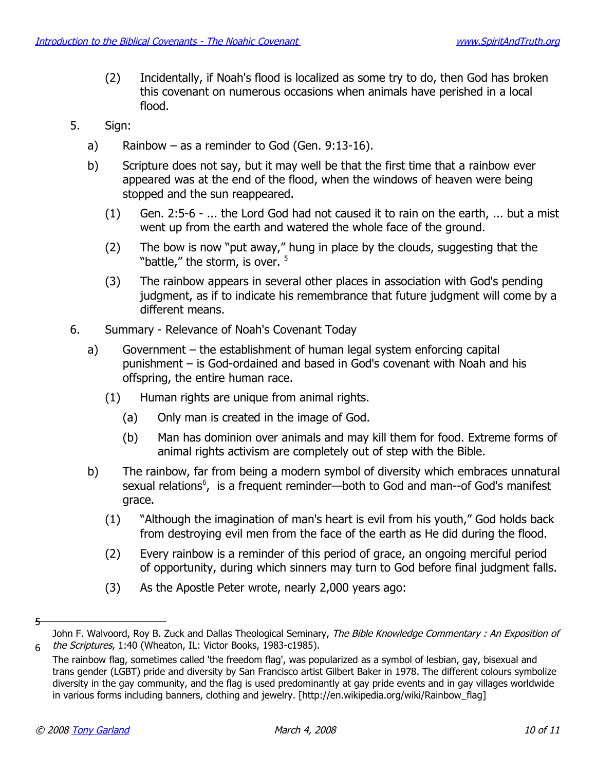(2) Incidentally, if Noah's flood is localized as some try to do, then God has broken this covenant on numerous occasions when animals have perished in a local flood.

5. Sign:

a) Rainbow – as a reminder to God (Gen. 9:13-16).

b) Scripture does not say, but it may well be that the first time that a rainbow ever appeared was at the end of the flood, when the windows of heaven were being stopped and the sun reappeared.

(1) Gen. 2:5-6 - ... the Lord God had not caused it to rain on the earth, ... but a mist went up from the earth and watered the whole face of the ground.

(2) The bow is now "put away," hung in place by the clouds, suggesting that the "battle," the storm, is over. [5]

(3) The rainbow appears in several other places in association with God's pending judgment, as if to indicate his remembrance that future judgment will come by a different means.

6. Summary - Relevance of Noah's Covenant Today

a) Government – the establishment of human legal system enforcing capital punishment – is God-ordained and based in God's covenant with Noah and his offspring, the entire human race.

(1) Human rights are unique from animal rights.

(a) Only man is created in the image of God.

(b) Man has dominion over animals and may kill them for food. Extreme forms of animal rights activism are completely out of step with the Bible.

b) The rainbow, far from being a modern symbol of diversity which embraces unnatural sexual relations[6], is a frequent reminder—both to God and man--of God's manifest grace.

(1) "Although the imagination of man's heart is evil from his youth," God holds back from destroying evil men from the face of the earth as He did during the flood.

(2) Every rainbow is a reminder of this period of grace, an ongoing merciful period of opportunity, during which sinners may turn to God before final judgment falls.

(3) As the Apostle Peter wrote, nearly 2,000 years ago:

---

[5] John F. Walvoord, Roy B. Zuck and Dallas Theological Seminary, *The Bible Knowledge Commentary : An Exposition of the Scriptures*, 1:40 (Wheaton, IL: Victor Books, 1983-c1985).

[6] The rainbow flag, sometimes called 'the freedom flag', was popularized as a symbol of lesbian, gay, bisexual and trans gender (LGBT) pride and diversity by San Francisco artist Gilbert Baker in 1978. The different colours symbolize diversity in the gay community, and the flag is used predominantly at gay pride events and in gay villages worldwide in various forms including banners, clothing and jewelry. [http://en.wikipedia.org/wiki/Rainbow_flag]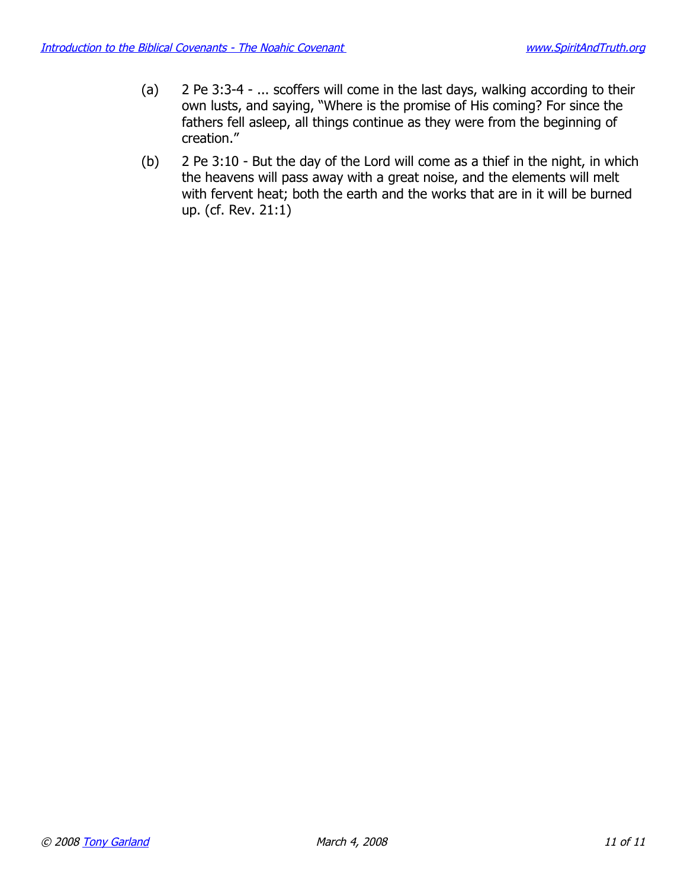(a) 2 Pe 3:3-4 - ... scoffers will come in the last days, walking according to their own lusts, and saying, "Where is the promise of His coming? For since the fathers fell asleep, all things continue as they were from the beginning of creation."

(b) 2 Pe 3:10 - But the day of the Lord will come as a thief in the night, in which the heavens will pass away with a great noise, and the elements will melt with fervent heat; both the earth and the works that are in it will be burned up. (cf. Rev. 21:1)